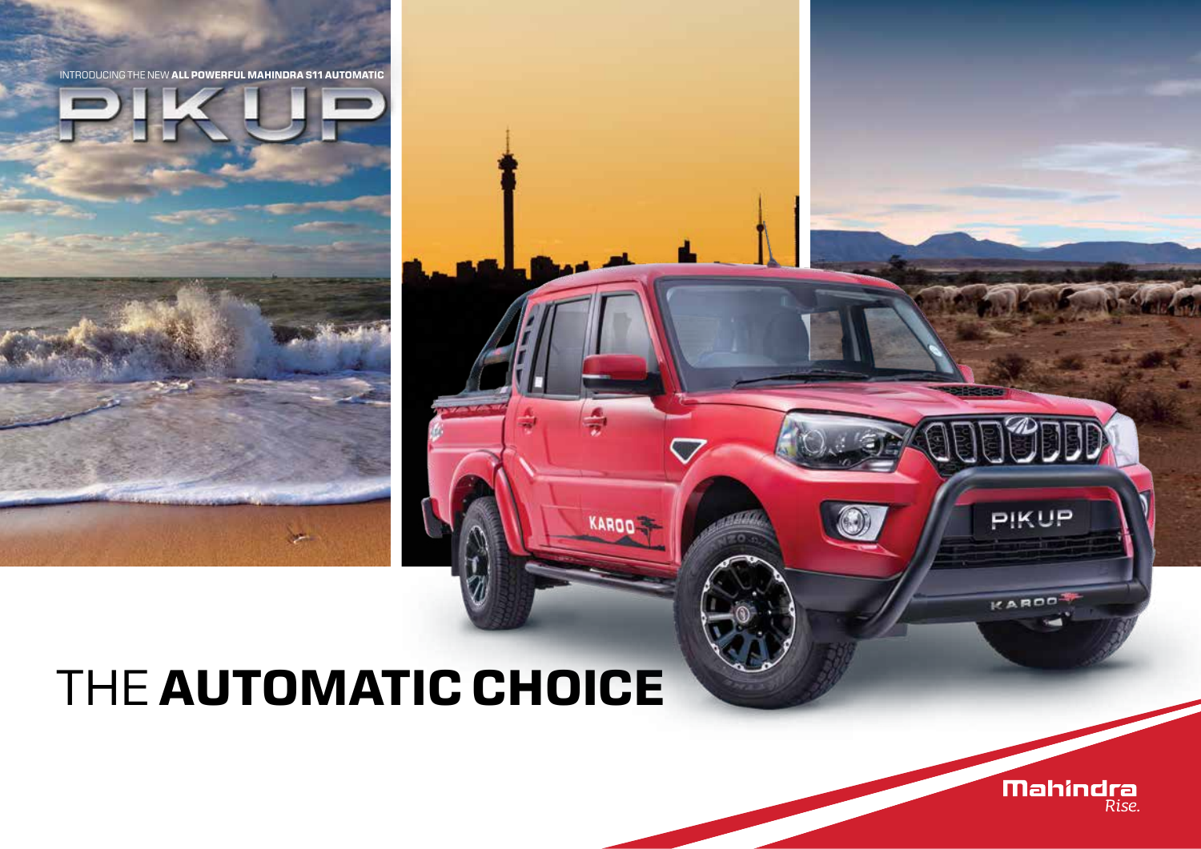INTRODUCING THE NEW **ALL POWERFUL MAHINDRA S11 AUTOMATIC**

# PIKUP

# THE **AUTOMATIC CHOICE**

Mahindra
*Rise.*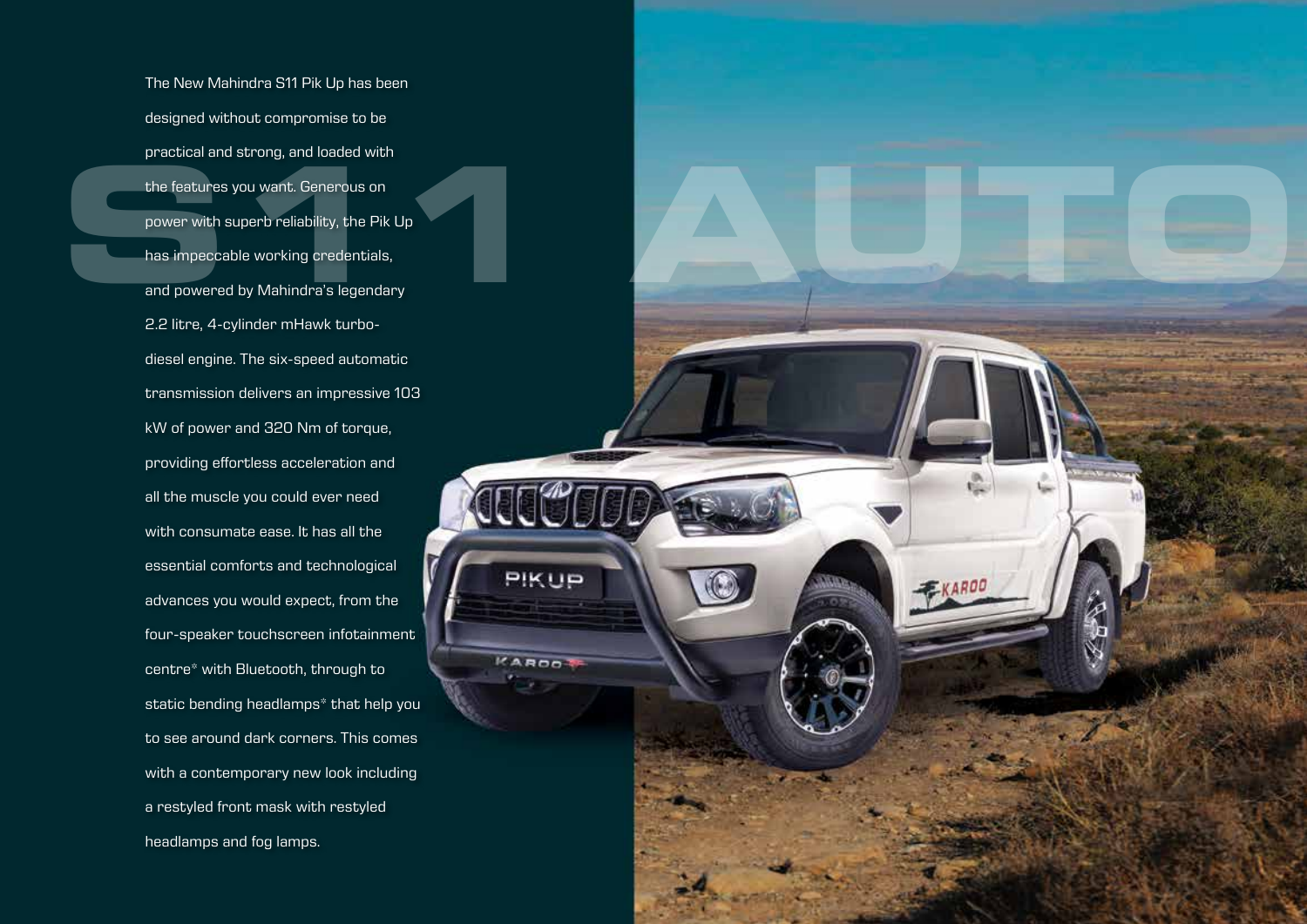# S11 AUTO

The New Mahindra S11 Pik Up has been designed without compromise to be practical and strong, and loaded with the features you want. Generous on power with superb reliability, the Pik Up has impeccable working credentials, and powered by Mahindra's legendary 2.2 litre, 4-cylinder mHawk turbo-diesel engine. The six-speed automatic transmission delivers an impressive 103 kW of power and 320 Nm of torque, providing effortless acceleration and all the muscle you could ever need with consumate ease. It has all the essential comforts and technological advances you would expect, from the four-speaker touchscreen infotainment centre* with Bluetooth, through to static bending headlamps* that help you to see around dark corners. This comes with a contemporary new look including a restyled front mask with restyled headlamps and fog lamps.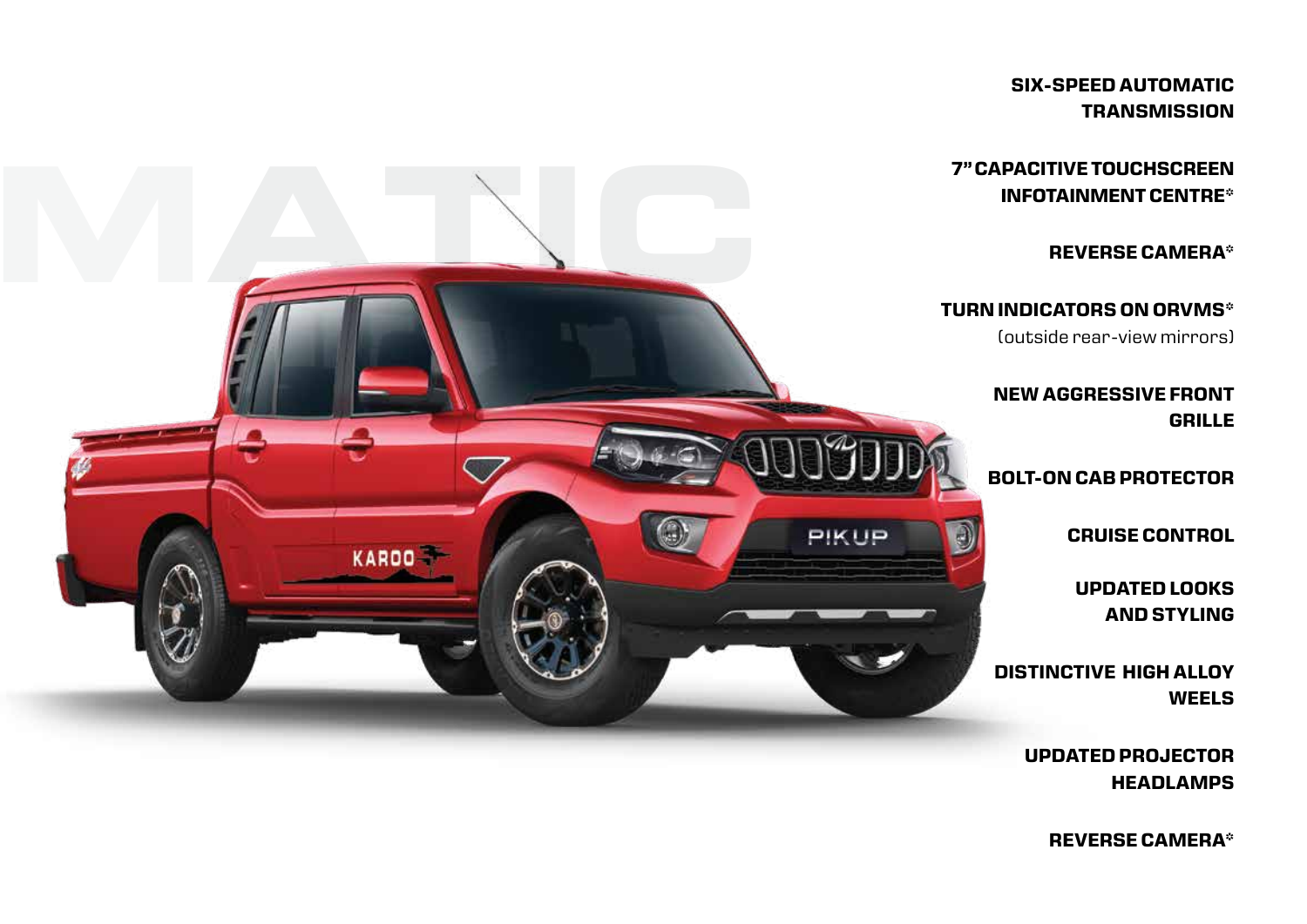MATIC

**SIX-SPEED AUTOMATIC TRANSMISSION**

**7" CAPACITIVE TOUCHSCREEN INFOTAINMENT CENTRE***

**REVERSE CAMERA***

**TURN INDICATORS ON ORVMS***
(outside rear-view mirrors)

**NEW AGGRESSIVE FRONT GRILLE**

**BOLT-ON CAB PROTECTOR**

**CRUISE CONTROL**

**UPDATED LOOKS AND STYLING**

**DISTINCTIVE HIGH ALLOY WEELS**

**UPDATED PROJECTOR HEADLAMPS**

**REVERSE CAMERA***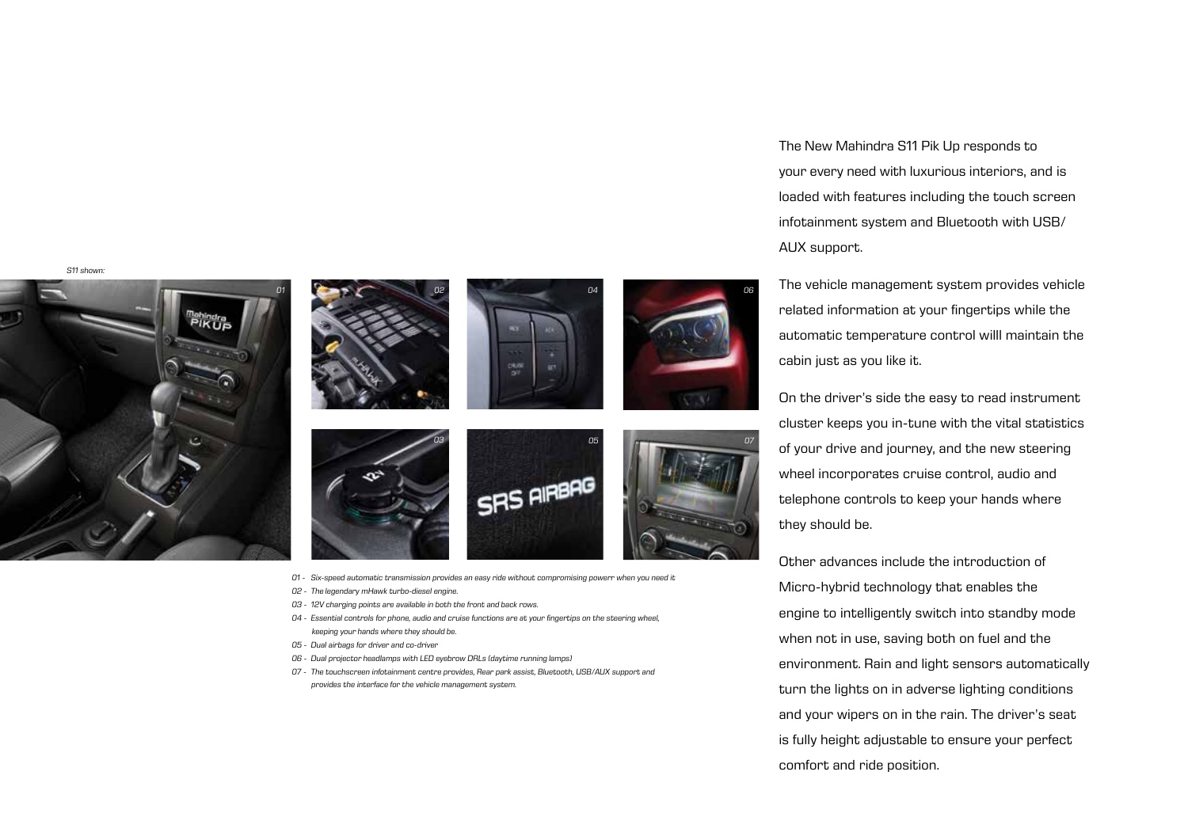*S11 shown:*

*01 - Six-speed automatic transmission provides an easy ride without compromising powerr when you need it*

*02 - The legendary mHawk turbo-diesel engine.*

*03 - 12V charging points are available in both the front and back rows.*

*04 - Essential controls for phone, audio and cruise functions are at your fingertips on the steering wheel, keeping your hands where they should be.*

*05 - Dual airbags for driver and co-driver*

*06 - Dual projector headlamps with LED eyebrow DRLs (daytime running lamps)*

*07 - The touchscreen infotainment centre provides, Rear park assist, Bluetooth, USB/AUX support and provides the interface for the vehicle management system.*

The New Mahindra S11 Pik Up responds to your every need with luxurious interiors, and is loaded with features including the touch screen infotainment system and Bluetooth with USB/ AUX support.

The vehicle management system provides vehicle related information at your fingertips while the automatic temperature control willl maintain the cabin just as you like it.

On the driver's side the easy to read instrument cluster keeps you in-tune with the vital statistics of your drive and journey, and the new steering wheel incorporates cruise control, audio and telephone controls to keep your hands where they should be.

Other advances include the introduction of Micro-hybrid technology that enables the engine to intelligently switch into standby mode when not in use, saving both on fuel and the environment. Rain and light sensors automatically turn the lights on in adverse lighting conditions and your wipers on in the rain. The driver's seat is fully height adjustable to ensure your perfect comfort and ride position.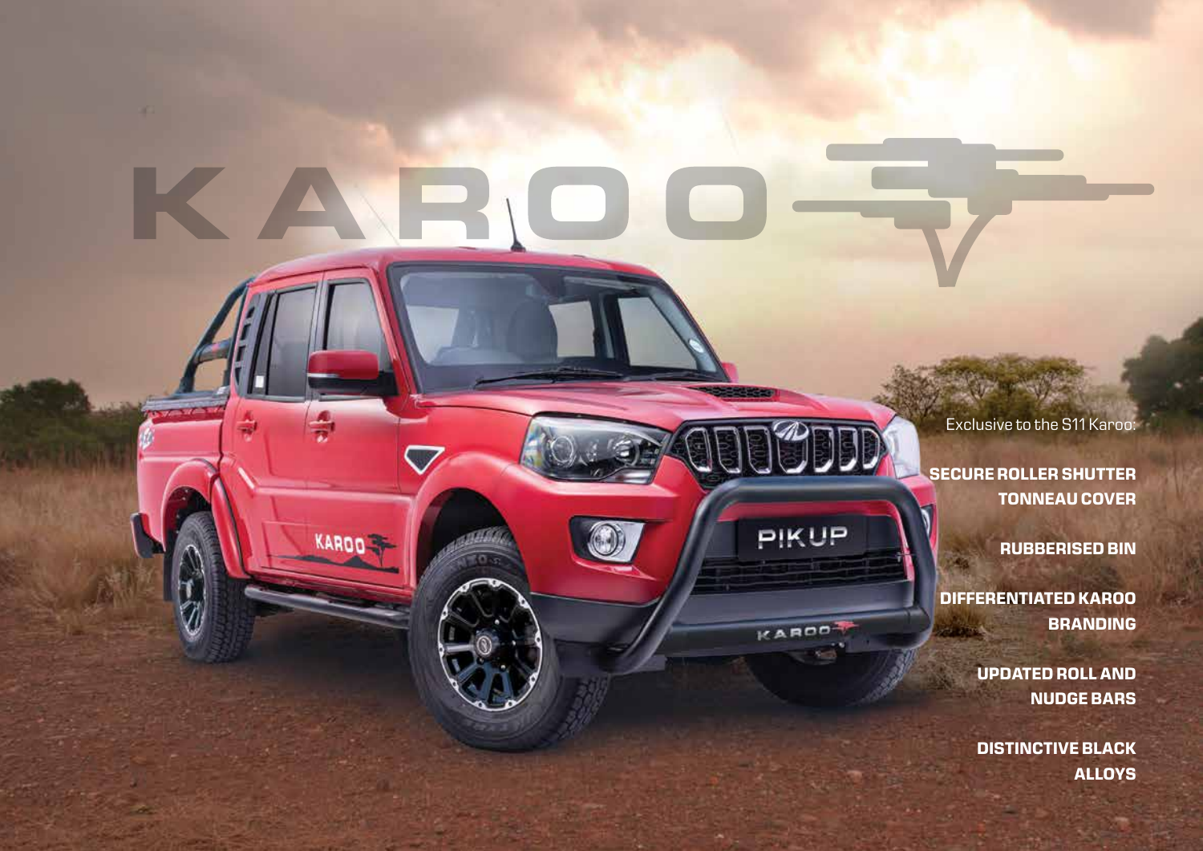# KAROO

Exclusive to the S11 Karoo:

**SECURE ROLLER SHUTTER TONNEAU COVER**

**RUBBERISED BIN**

**DIFFERENTIATED KAROO BRANDING**

**UPDATED ROLL AND NUDGE BARS**

**DISTINCTIVE BLACK ALLOYS**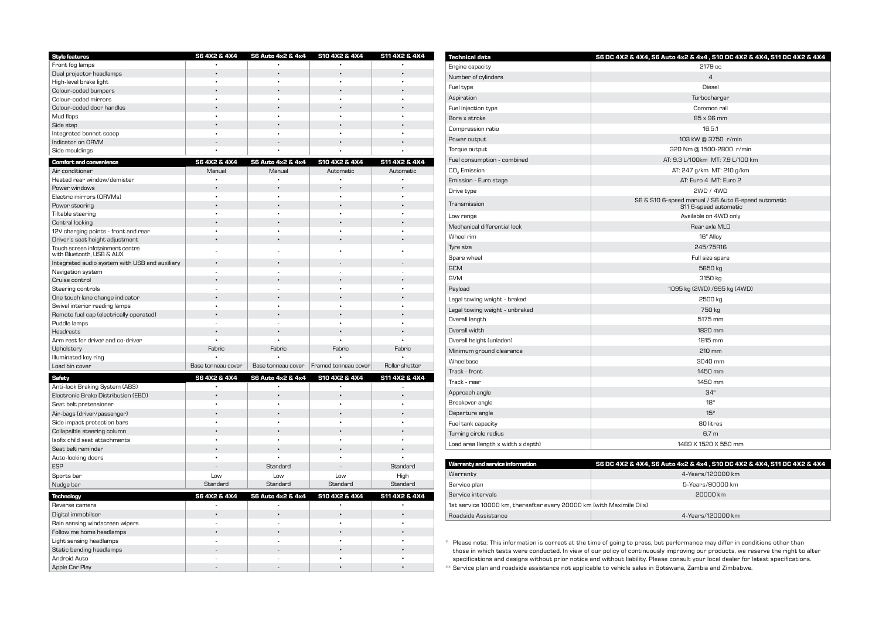| Style features | S6 4X2 & 4X4 | S6 Auto 4x2 & 4x4 | S10 4X2 & 4X4 | S11 4X2 & 4X4 |
|---|---|---|---|---|
| Front fog lamps | • | • | • | • |
| Dual projector headlamps | • | • | • | • |
| High-level brake light | • | • | • | • |
| Colour-coded bumpers | • | • | • | • |
| Colour-coded mirrors | • | • | • | • |
| Colour-coded door handles | • | • | • | • |
| Mud flaps | • | • | • | • |
| Side step | • | • | • | • |
| Integrated bonnet scoop | • | • | • | • |
| Indicator on ORVM | - | - | • | • |
| Side mouldings | • | • | • | • |

| Comfort and convenience | S6 4X2 & 4X4 | S6 Auto 4x2 & 4x4 | S10 4X2 & 4X4 | S11 4X2 & 4X4 |
|---|---|---|---|---|
| Air conditioner | Manual | Manual | Automatic | Automatic |
| Heated rear window/demister | • | • | • | • |
| Power windows | • | • | • | • |
| Electric mirrors (ORVMs) | • | • | • | • |
| Power steering | • | • | • | • |
| Tiltable steering | • | • | • | • |
| Central locking | • | • | • | • |
| 12V charging points - front and rear | • | • | • | • |
| Driver's seat height adjustment | • | • | • | • |
| Touch screen infotainment centre with Bluetooth, USB & AUX | - | - | • | • |
| Integrated audio system with USB and auxiliary | • | • | - | - |
| Navigation system | - | - | - | - |
| Cruise control | • | • | • | • |
| Steering controls | - | - | • | • |
| One touch lane change indicator | • | • | • | • |
| Swivel interior reading lamps | • | • | • | • |
| Remote fuel cap (electrically operated) | • | • | • | • |
| Puddle lamps | - | - | • | • |
| Headrests | • | • | • | • |
| Arm rest for driver and co-driver | • | • | • | • |
| Upholstery | Fabric | Fabric | Fabric | Fabric |
| Illuminated key ring | • | • | • | • |
| Load bin cover | Base tonneau cover | Base tonneau cover | Framed tonneau cover | Roller shutter |

| Safety | S6 4X2 & 4X4 | S6 Auto 4x2 & 4x4 | S10 4X2 & 4X4 | S11 4X2 & 4X4 |
|---|---|---|---|---|
| Anti-lock Braking System (ABS) | • | • | • | - |
| Electronic Brake Distribution (EBD) | • | • | • | • |
| Seat belt pretensioner | • | • | • | • |
| Air-bags (driver/passenger) | • | • | • | • |
| Side impact protection bars | • | • | • | • |
| Collapsible steering column | • | • | • | • |
| Isofix child seat attachments | • | • | • | • |
| Seat belt reminder | • | • | • | • |
| Auto-locking doors | • | • | • | • |
| ESP | - | Standard | - | Standard |
| Sports bar | Low | Low | Low | High |
| Nudge bar | Standard | Standard | Standard | Standard |

| Technology | S6 4X2 & 4X4 | S6 Auto 4x2 & 4x4 | S10 4X2 & 4X4 | S11 4X2 & 4X4 |
|---|---|---|---|---|
| Reverse camera | - | - | • | • |
| Digital immobilser | • | • | • | • |
| Rain sensing windscreen wipers | - | - | • | • |
| Follow me home headlamps | • | • | • | • |
| Light sensing headlamps | - | - | • | • |
| Static bending headlamps | - | - | • | • |
| Android Auto | - | - | • | • |
| Apple Car Play | - | - | • | • |

| Technical data | S6 DC 4X2 & 4X4, S6 Auto 4x2 & 4x4 , S10 DC 4X2 & 4X4, S11 DC 4X2 & 4X4 |
|---|---|
| Engine capacity | 2179 cc |
| Number of cylinders | 4 |
| Fuel type | Diesel |
| Aspiration | Turbocharger |
| Fuel injection type | Common rail |
| Bore x stroke | 85 x 96 mm |
| Compression ratio | 16.5:1 |
| Power output | 103 kW @ 3750 r/min |
| Torque output | 320 Nm @ 1500-2800 r/min |
| Fuel consumption - combined | AT: 9.3 L/100km MT: 7.9 L/100 km |
| $CO_2$ Emission | AT: 247 g/km MT: 210 g/km |
| Emission - Euro stage | AT: Euro 4 MT: Euro 2 |
| Drive type | 2WD / 4WD |
| Transmission | S6 & S10 6-speed manual / S6 Auto 6-speed automatic S11 6-speed automatic |
| Low range | Available on 4WD only |
| Mechanical differential lock | Rear axle MLD |
| Wheel rim | 16" Alloy |
| Tyre size | 245/75R16 |
| Spare wheel | Full size spare |
| GCM | 5650 kg |
| GVM | 3150 kg |
| Payload | 1095 kg (2WD) /995 kg (4WD) |
| Legal towing weight - braked | 2500 kg |
| Legal towing weight - unbraked | 750 kg |
| Overall length | 5175 mm |
| Overall width | 1820 mm |
| Overall height (unladen) | 1915 mm |
| Minimum ground clearance | 210 mm |
| Wheelbase | 3040 mm |
| Track - front | 1450 mm |
| Track - rear | 1450 mm |
| Approach angle | 34° |
| Breakover angle | 18° |
| Departure angle | 15° |
| Fuel tank capacity | 80 litres |
| Turning circle radius | 6.7 m |
| Load area (length x width x depth) | 1489 X 1520 X 550 mm |

| Warranty and service information | S6 DC 4X2 & 4X4, S6 Auto 4x2 & 4x4 , S10 DC 4X2 & 4X4, S11 DC 4X2 & 4X4 |
|---|---|
| Warranty | 4-Years/120000 km |
| Service plan | 5-Years/90000 km |
| Service intervals | 20000 km |
| 1st service 10000 km, thereafter every 20000 km (with Maximile Oils) | |
| Roadside Assistance | 4-Years/120000 km |

\* Please note: This information is correct at the time of going to press, but performance may differ in conditions other than those in which tests were conducted. In view of our policy of continuously improving our products, we reserve the right to alter specifications and designs without prior notice and without liability. Please consult your local dealer for latest specifications.

\*\* Service plan and roadside assistance not applicable to vehicle sales in Botswana, Zambia and Zimbabwe.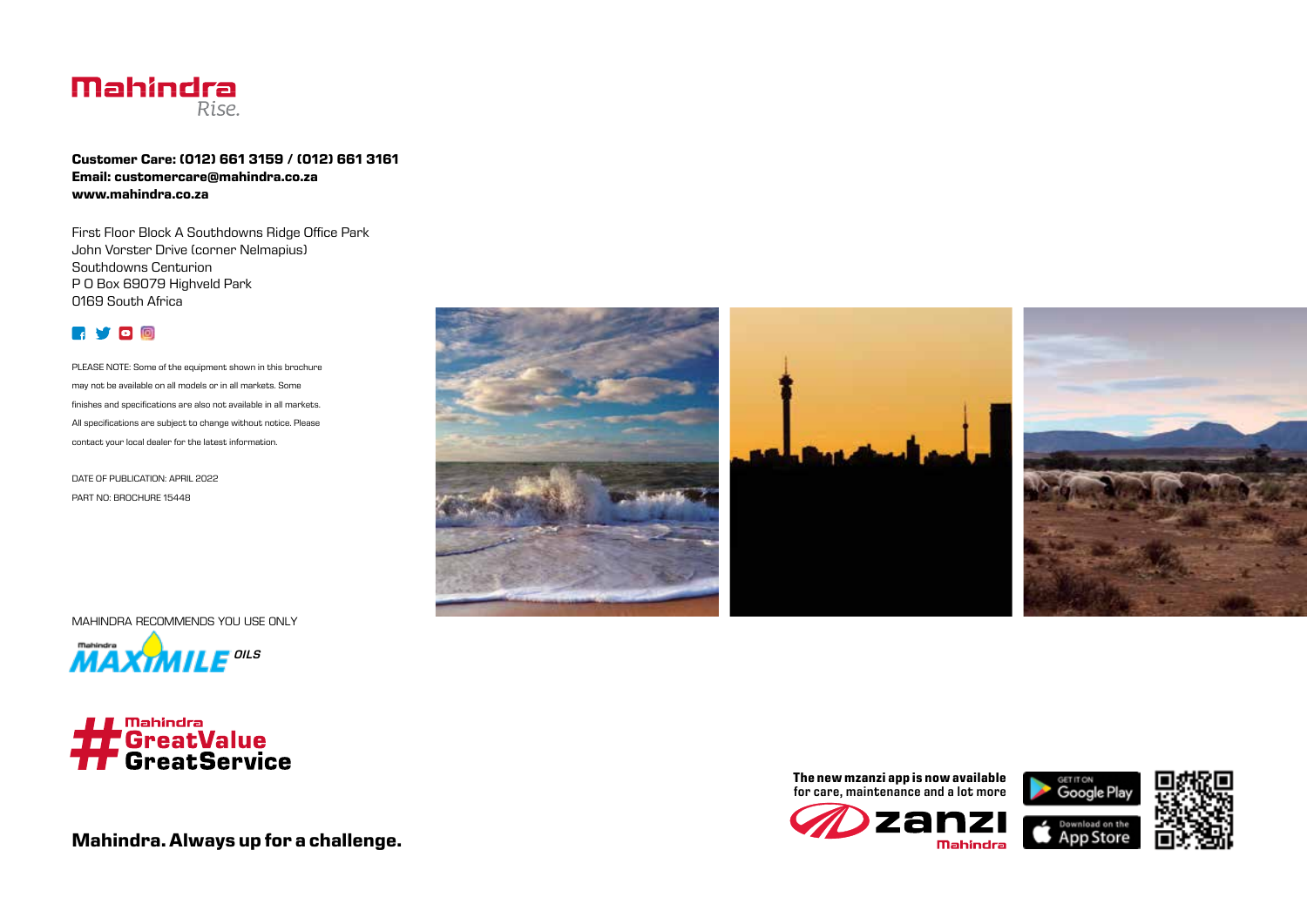Mahindra
Rise.

**Customer Care: (012) 661 3159 / (012) 661 3161**
**Email: customercare@mahindra.co.za**
**www.mahindra.co.za**

First Floor Block A Southdowns Ridge Office Park
John Vorster Drive (corner Nelmapius)
Southdowns Centurion
P O Box 69079 Highveld Park
0169 South Africa

PLEASE NOTE: Some of the equipment shown in this brochure may not be available on all models or in all markets. Some finishes and specifications are also not available in all markets. All specifications are subject to change without notice. Please contact your local dealer for the latest information.

DATE OF PUBLICATION: APRIL 2022
PART NO: BROCHURE 15448

MAHINDRA RECOMMENDS YOU USE ONLY

Mahindra MAXIMILE OILS

#Mahindra GreatValue GreatService

**Mahindra. Always up for a challenge.**

**The new mzanzi app is now available** for care, maintenance and a lot more

mzanzi Mahindra

GET IT ON Google Play

Download on the App Store